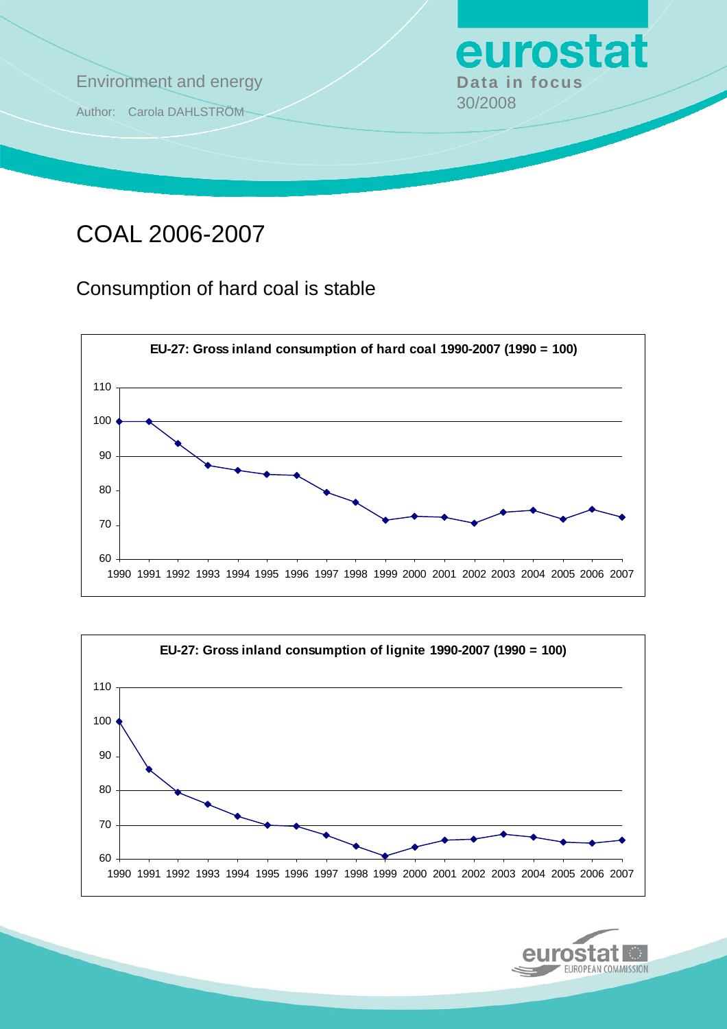Environment and energy

Author: Carola DAHLSTRÖM

**eurostat**

**Data in focus**

30/2008

# COAL 2006-2007

## Consumption of hard coal is stable

**EU-27: Gross inland consumption of hard coal 1990-2007 (1990 = 100)**

**EU-27: Gross inland consumption of lignite 1990-2007 (1990 = 100)**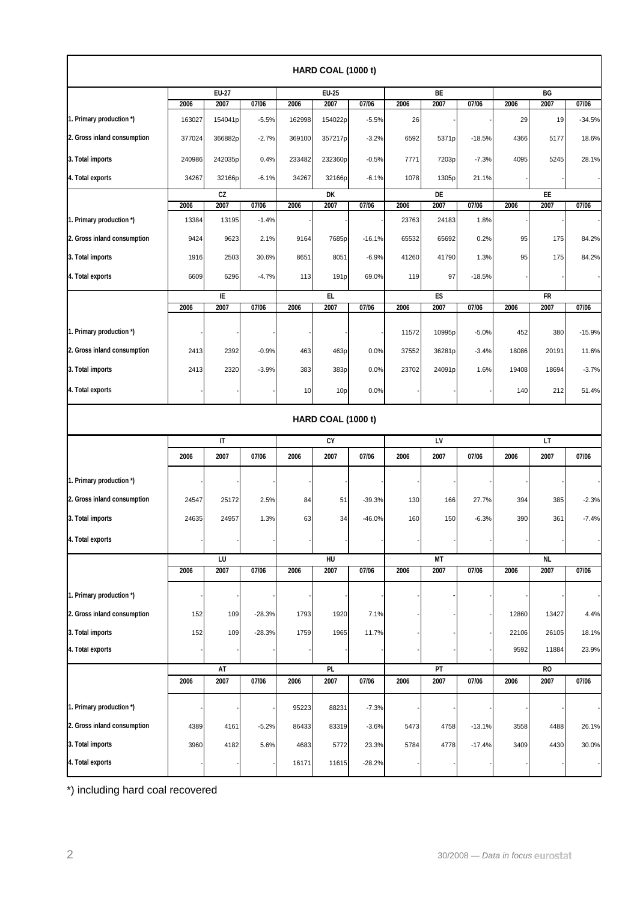## HARD COAL (1000 t)

| | EU-27 | | | EU-25 | | | BE | | | BG | | |
|---|---|---|---|---|---|---|---|---|---|---|---|---|
| | 2006 | 2007 | 07/06 | 2006 | 2007 | 07/06 | 2006 | 2007 | 07/06 | 2006 | 2007 | 07/06 |
| 1. Primary production *) | 163027 | 154041p | -5.5% | 162998 | 154022p | -5.5% | 26 | - | - | 29 | 19 | -34.5% |
| 2. Gross inland consumption | 377024 | 366882p | -2.7% | 369100 | 357217p | -3.2% | 6592 | 5371p | -18.5% | 4366 | 5177 | 18.6% |
| 3. Total imports | 240986 | 242035p | 0.4% | 233482 | 232360p | -0.5% | 7771 | 7203p | -7.3% | 4095 | 5245 | 28.1% |
| 4. Total exports | 34267 | 32166p | -6.1% | 34267 | 32166p | -6.1% | 1078 | 1305p | 21.1% | - | - | - |

| | CZ | | | DK | | | DE | | | EE | | |
|---|---|---|---|---|---|---|---|---|---|---|---|---|
| | 2006 | 2007 | 07/06 | 2006 | 2007 | 07/06 | 2006 | 2007 | 07/06 | 2006 | 2007 | 07/06 |
| 1. Primary production *) | 13384 | 13195 | -1.4% | - | - | - | 23763 | 24183 | 1.8% | - | - | - |
| 2. Gross inland consumption | 9424 | 9623 | 2.1% | 9164 | 7685p | -16.1% | 65532 | 65692 | 0.2% | 95 | 175 | 84.2% |
| 3. Total imports | 1916 | 2503 | 30.6% | 8651 | 8051 | -6.9% | 41260 | 41790 | 1.3% | 95 | 175 | 84.2% |
| 4. Total exports | 6609 | 6296 | -4.7% | 113 | 191p | 69.0% | 119 | 97 | -18.5% | - | - | - |

| | IE | | | EL | | | ES | | | FR | | |
|---|---|---|---|---|---|---|---|---|---|---|---|---|
| | 2006 | 2007 | 07/06 | 2006 | 2007 | 07/06 | 2006 | 2007 | 07/06 | 2006 | 2007 | 07/06 |
| 1. Primary production *) | - | - | - | - | - | - | 11572 | 10995p | -5.0% | 452 | 380 | -15.9% |
| 2. Gross inland consumption | 2413 | 2392 | -0.9% | 463 | 463p | 0.0% | 37552 | 36281p | -3.4% | 18086 | 20191 | 11.6% |
| 3. Total imports | 2413 | 2320 | -3.9% | 383 | 383p | 0.0% | 23702 | 24091p | 1.6% | 19408 | 18694 | -3.7% |
| 4. Total exports | - | - | - | 10 | 10p | 0.0% | - | - | - | 140 | 212 | 51.4% |

## HARD COAL (1000 t)

| | IT | | | CY | | | LV | | | LT | | |
|---|---|---|---|---|---|---|---|---|---|---|---|---|
| | 2006 | 2007 | 07/06 | 2006 | 2007 | 07/06 | 2006 | 2007 | 07/06 | 2006 | 2007 | 07/06 |
| 1. Primary production *) | - | - | - | - | - | - | - | - | - | - | - | - |
| 2. Gross inland consumption | 24547 | 25172 | 2.5% | 84 | 51 | -39.3% | 130 | 166 | 27.7% | 394 | 385 | -2.3% |
| 3. Total imports | 24635 | 24957 | 1.3% | 63 | 34 | -46.0% | 160 | 150 | -6.3% | 390 | 361 | -7.4% |
| 4. Total exports | - | - | - | - | - | - | - | - | - | - | - | - |

| | LU | | | HU | | | MT | | | NL | | |
|---|---|---|---|---|---|---|---|---|---|---|---|---|
| | 2006 | 2007 | 07/06 | 2006 | 2007 | 07/06 | 2006 | 2007 | 07/06 | 2006 | 2007 | 07/06 |
| 1. Primary production *) | - | - | - | - | - | - | - | - | - | - | - | - |
| 2. Gross inland consumption | 152 | 109 | -28.3% | 1793 | 1920 | 7.1% | - | - | - | 12860 | 13427 | 4.4% |
| 3. Total imports | 152 | 109 | -28.3% | 1759 | 1965 | 11.7% | - | - | - | 22106 | 26105 | 18.1% |
| 4. Total exports | - | - | - | - | - | - | - | - | - | 9592 | 11884 | 23.9% |

| | AT | | | PL | | | PT | | | RO | | |
|---|---|---|---|---|---|---|---|---|---|---|---|---|
| | 2006 | 2007 | 07/06 | 2006 | 2007 | 07/06 | 2006 | 2007 | 07/06 | 2006 | 2007 | 07/06 |
| 1. Primary production *) | - | - | - | 95223 | 88231 | -7.3% | - | - | - | - | - | - |
| 2. Gross inland consumption | 4389 | 4161 | -5.2% | 86433 | 83319 | -3.6% | 5473 | 4758 | -13.1% | 3558 | 4488 | 26.1% |
| 3. Total imports | 3960 | 4182 | 5.6% | 4683 | 5772 | 23.3% | 5784 | 4778 | -17.4% | 3409 | 4430 | 30.0% |
| 4. Total exports | - | - | - | 16171 | 11615 | -28.2% | - | - | - | - | - | - |

*) including hard coal recovered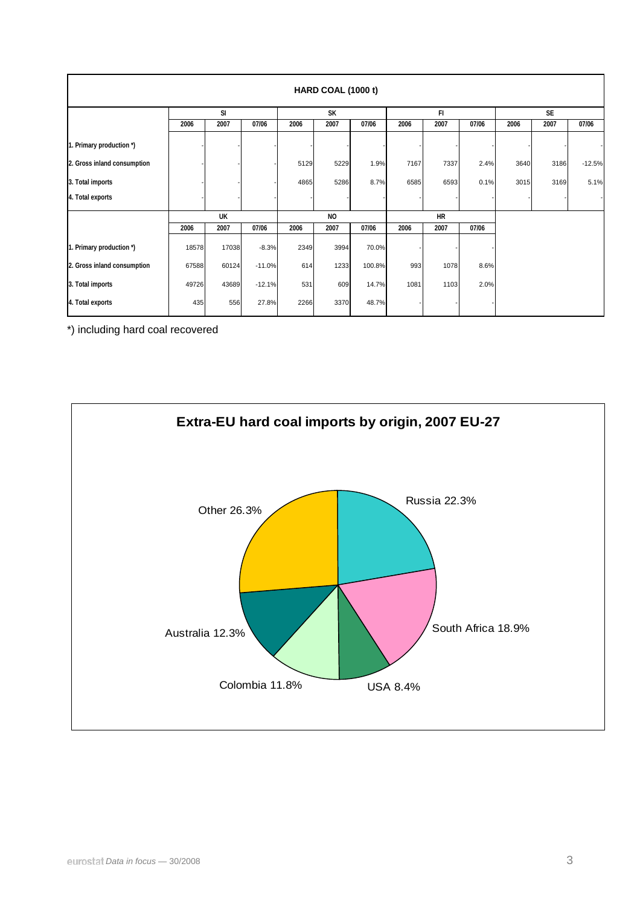**HARD COAL (1000 t)**

| | SI | | | SK | | | FI | | | SE | | |
|---|---|---|---|---|---|---|---|---|---|---|---|---|
| | 2006 | 2007 | 07/06 | 2006 | 2007 | 07/06 | 2006 | 2007 | 07/06 | 2006 | 2007 | 07/06 |
| 1. Primary production *) | - | - | - | - | - | - | - | - | - | - | - | - |
| 2. Gross inland consumption | - | - | - | 5129 | 5229 | 1.9% | 7167 | 7337 | 2.4% | 3640 | 3186 | -12.5% |
| 3. Total imports | - | - | - | 4865 | 5286 | 8.7% | 6585 | 6593 | 0.1% | 3015 | 3169 | 5.1% |
| 4. Total exports | - | - | - | - | - | - | - | - | - | - | - | - |

| | UK | | | NO | | | HR | | |
|---|---|---|---|---|---|---|---|---|---|
| | 2006 | 2007 | 07/06 | 2006 | 2007 | 07/06 | 2006 | 2007 | 07/06 |
| 1. Primary production *) | 18578 | 17038 | -8.3% | 2349 | 3994 | 70.0% | - | - | - |
| 2. Gross inland consumption | 67588 | 60124 | -11.0% | 614 | 1233 | 100.8% | 993 | 1078 | 8.6% |
| 3. Total imports | 49726 | 43689 | -12.1% | 531 | 609 | 14.7% | 1081 | 1103 | 2.0% |
| 4. Total exports | 435 | 556 | 27.8% | 2266 | 3370 | 48.7% | - | - | - |

*) including hard coal recovered

**Extra-EU hard coal imports by origin, 2007 EU-27**

| Origin | Share |
|---|---|
| Russia | 22.3% |
| South Africa | 18.9% |
| USA | 8.4% |
| Colombia | 11.8% |
| Australia | 12.3% |
| Other | 26.3% |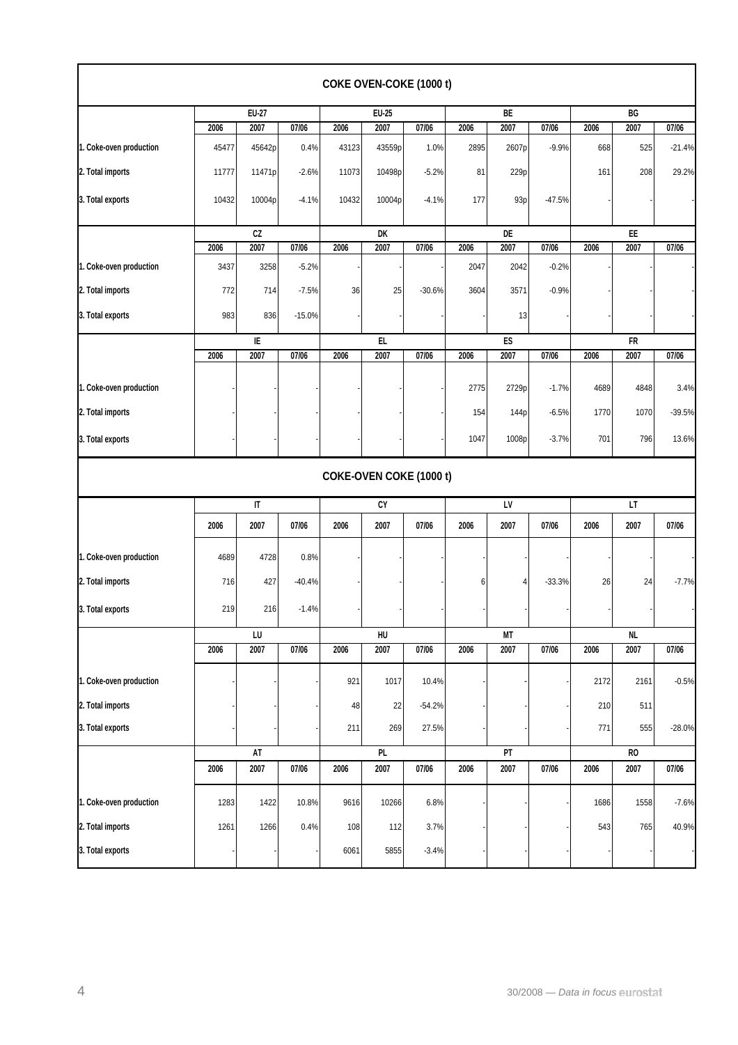## COKE OVEN-COKE (1000 t)

| | EU-27 | | | EU-25 | | | BE | | | BG | | |
|---|---|---|---|---|---|---|---|---|---|---|---|---|
| | 2006 | 2007 | 07/06 | 2006 | 2007 | 07/06 | 2006 | 2007 | 07/06 | 2006 | 2007 | 07/06 |
| 1. Coke-oven production | 45477 | 45642p | 0.4% | 43123 | 43559p | 1.0% | 2895 | 2607p | -9.9% | 668 | 525 | -21.4% |
| 2. Total imports | 11777 | 11471p | -2.6% | 11073 | 10498p | -5.2% | 81 | 229p | | 161 | 208 | 29.2% |
| 3. Total exports | 10432 | 10004p | -4.1% | 10432 | 10004p | -4.1% | 177 | 93p | -47.5% | - | - | - |

| | CZ | | | DK | | | DE | | | EE | | |
|---|---|---|---|---|---|---|---|---|---|---|---|---|
| | 2006 | 2007 | 07/06 | 2006 | 2007 | 07/06 | 2006 | 2007 | 07/06 | 2006 | 2007 | 07/06 |
| 1. Coke-oven production | 3437 | 3258 | -5.2% | - | - | - | 2047 | 2042 | -0.2% | - | - | - |
| 2. Total imports | 772 | 714 | -7.5% | 36 | 25 | -30.6% | 3604 | 3571 | -0.9% | - | - | - |
| 3. Total exports | 983 | 836 | -15.0% | - | - | - | - | 13 | | - | - | - |

| | IE | | | EL | | | ES | | | FR | | |
|---|---|---|---|---|---|---|---|---|---|---|---|---|
| | 2006 | 2007 | 07/06 | 2006 | 2007 | 07/06 | 2006 | 2007 | 07/06 | 2006 | 2007 | 07/06 |
| 1. Coke-oven production | - | - | - | - | - | - | 2775 | 2729p | -1.7% | 4689 | 4848 | 3.4% |
| 2. Total imports | - | - | - | - | - | - | 154 | 144p | -6.5% | 1770 | 1070 | -39.5% |
| 3. Total exports | - | - | - | - | - | - | 1047 | 1008p | -3.7% | 701 | 796 | 13.6% |

## COKE-OVEN COKE (1000 t)

| | IT | | | CY | | | LV | | | LT | | |
|---|---|---|---|---|---|---|---|---|---|---|---|---|
| | 2006 | 2007 | 07/06 | 2006 | 2007 | 07/06 | 2006 | 2007 | 07/06 | 2006 | 2007 | 07/06 |
| 1. Coke-oven production | 4689 | 4728 | 0.8% | - | - | - | - | - | - | - | - | - |
| 2. Total imports | 716 | 427 | -40.4% | - | - | - | 6 | 4 | -33.3% | 26 | 24 | -7.7% |
| 3. Total exports | 219 | 216 | -1.4% | - | - | - | - | - | - | - | - | - |

| | LU | | | HU | | | MT | | | NL | | |
|---|---|---|---|---|---|---|---|---|---|---|---|---|
| | 2006 | 2007 | 07/06 | 2006 | 2007 | 07/06 | 2006 | 2007 | 07/06 | 2006 | 2007 | 07/06 |
| 1. Coke-oven production | - | - | - | 921 | 1017 | 10.4% | - | - | - | 2172 | 2161 | -0.5% |
| 2. Total imports | - | - | - | 48 | 22 | -54.2% | - | - | - | 210 | 511 | |
| 3. Total exports | - | - | - | 211 | 269 | 27.5% | - | - | - | 771 | 555 | -28.0% |

| | AT | | | PL | | | PT | | | RO | | |
|---|---|---|---|---|---|---|---|---|---|---|---|---|
| | 2006 | 2007 | 07/06 | 2006 | 2007 | 07/06 | 2006 | 2007 | 07/06 | 2006 | 2007 | 07/06 |
| 1. Coke-oven production | 1283 | 1422 | 10.8% | 9616 | 10266 | 6.8% | - | - | - | 1686 | 1558 | -7.6% |
| 2. Total imports | 1261 | 1266 | 0.4% | 108 | 112 | 3.7% | - | - | - | 543 | 765 | 40.9% |
| 3. Total exports | - | - | - | 6061 | 5855 | -3.4% | - | - | - | - | - | - |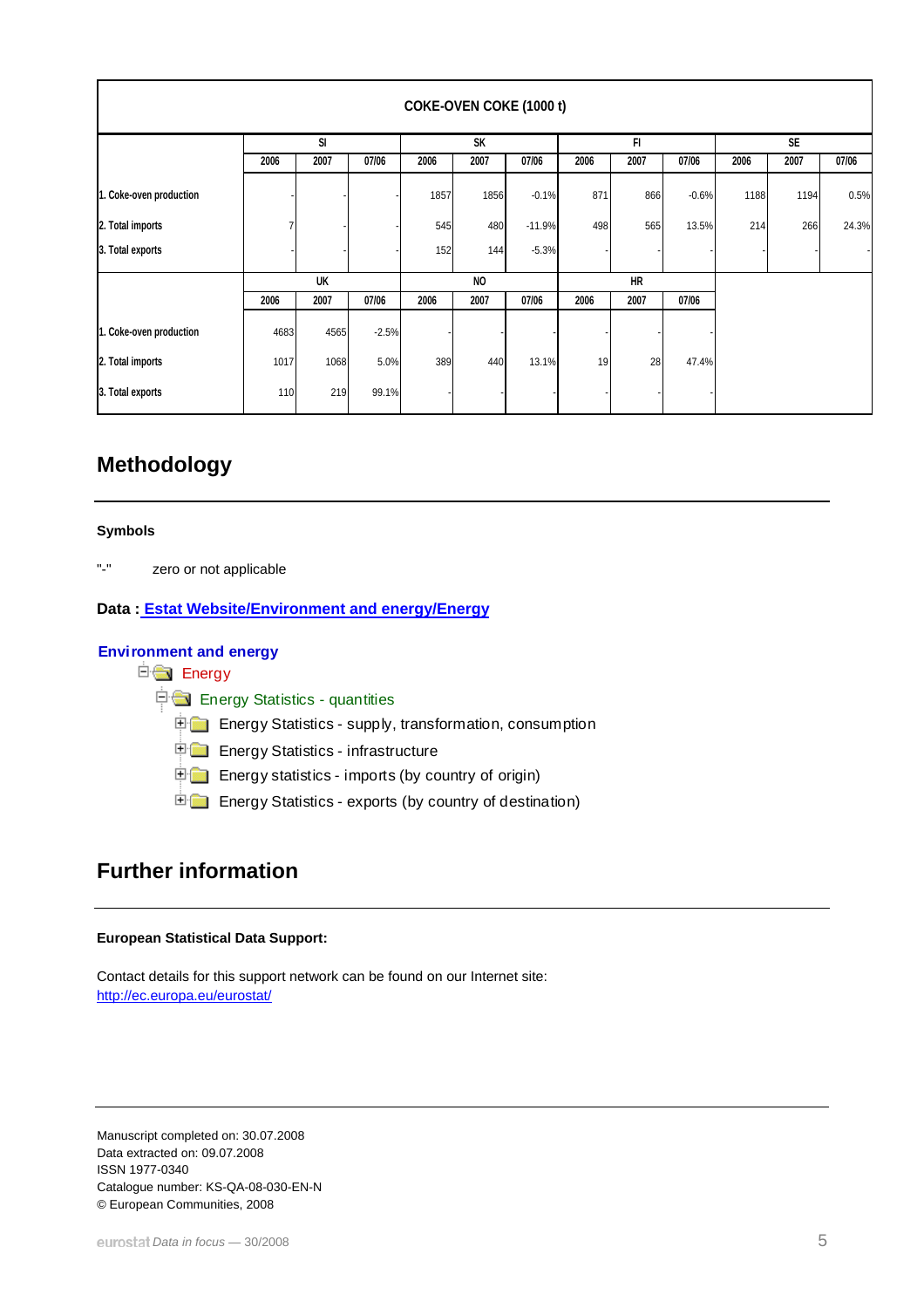| COKE-OVEN COKE (1000 t) | | | | | | | | | | | | |
|---|---|---|---|---|---|---|---|---|---|---|---|---|
| | SI | | | SK | | | FI | | | SE | | |
| | 2006 | 2007 | 07/06 | 2006 | 2007 | 07/06 | 2006 | 2007 | 07/06 | 2006 | 2007 | 07/06 |
| 1. Coke-oven production | - | - | - | 1857 | 1856 | -0.1% | 871 | 866 | -0.6% | 1188 | 1194 | 0.5% |
| 2. Total imports | 7 | - | - | 545 | 480 | -11.9% | 498 | 565 | 13.5% | 214 | 266 | 24.3% |
| 3. Total exports | - | - | - | 152 | 144 | -5.3% | - | - | - | - | - | - |
| | UK | | | NO | | | HR | | | | | |
| | 2006 | 2007 | 07/06 | 2006 | 2007 | 07/06 | 2006 | 2007 | 07/06 | | | |
| 1. Coke-oven production | 4683 | 4565 | -2.5% | - | - | - | - | - | - | | | |
| 2. Total imports | 1017 | 1068 | 5.0% | 389 | 440 | 13.1% | 19 | 28 | 47.4% | | | |
| 3. Total exports | 110 | 219 | 99.1% | - | - | - | - | - | - | | | |

## Methodology

### Symbols

"-" zero or not applicable

**Data : Estat Website/Environment and energy/Energy**

**Environment and energy**

- Energy
  - Energy Statistics - quantities
    - Energy Statistics - supply, transformation, consumption
    - Energy Statistics - infrastructure
    - Energy statistics - imports (by country of origin)
    - Energy Statistics - exports (by country of destination)

## Further information

**European Statistical Data Support:**

Contact details for this support network can be found on our Internet site:
http://ec.europa.eu/eurostat/

Manuscript completed on: 30.07.2008
Data extracted on: 09.07.2008
ISSN 1977-0340
Catalogue number: KS-QA-08-030-EN-N
© European Communities, 2008